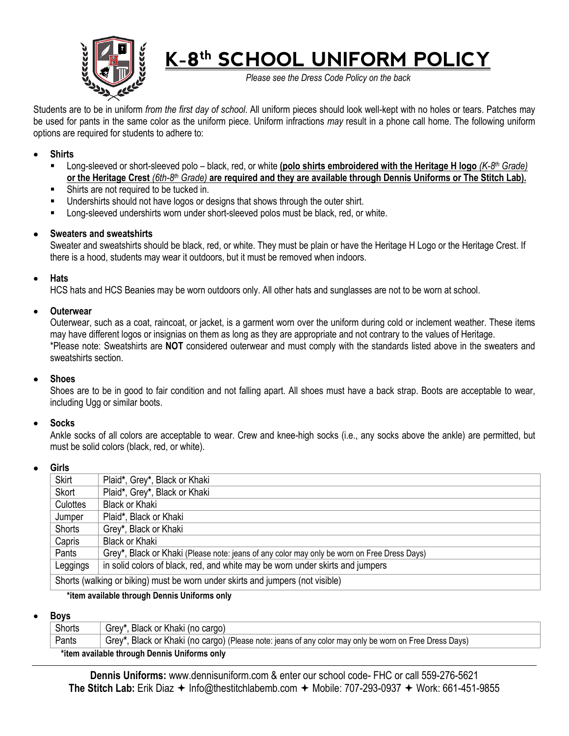# K-8th SCHOOL UNIFORM POLICY

*Please see the Dress Code Policy on the back*

Students are to be in uniform *from the first day of school*. All uniform pieces should look well-kept with no holes or tears. Patches may be used for pants in the same color as the uniform piece. Uniform infractions *may* result in a phone call home. The following uniform options are required for students to adhere to:

- **Shirts**
  - Long-sleeved or short-sleeved polo – black, red, or white **(polo shirts embroidered with the Heritage H logo** ***(K-8th Grade)*** **or the Heritage Crest** ***(6th-8th Grade)*** **are required and they are available through Dennis Uniforms or The Stitch Lab).**
  - Shirts are not required to be tucked in.
  - Undershirts should not have logos or designs that shows through the outer shirt.
  - Long-sleeved undershirts worn under short-sleeved polos must be black, red, or white.

- **Sweaters and sweatshirts**

  Sweater and sweatshirts should be black, red, or white. They must be plain or have the Heritage H Logo or the Heritage Crest. If there is a hood, students may wear it outdoors, but it must be removed when indoors.

- **Hats**

  HCS hats and HCS Beanies may be worn outdoors only. All other hats and sunglasses are not to be worn at school.

- **Outerwear**

  Outerwear, such as a coat, raincoat, or jacket, is a garment worn over the uniform during cold or inclement weather. These items may have different logos or insignias on them as long as they are appropriate and not contrary to the values of Heritage.

  *Please note: Sweatshirts are **NOT** considered outerwear and must comply with the standards listed above in the sweaters and sweatshirts section.

- **Shoes**

  Shoes are to be in good to fair condition and not falling apart. All shoes must have a back strap. Boots are acceptable to wear, including Ugg or similar boots.

- **Socks**

  Ankle socks of all colors are acceptable to wear. Crew and knee-high socks (i.e., any socks above the ankle) are permitted, but must be solid colors (black, red, or white).

- **Girls**

| Item | Options |
|---|---|
| Skirt | Plaid**\***, Grey**\***, Black or Khaki |
| Skort | Plaid**\***, Grey**\***, Black or Khaki |
| Culottes | Black or Khaki |
| Jumper | Plaid**\***, Black or Khaki |
| Shorts | Grey**\***, Black or Khaki |
| Capris | Black or Khaki |
| Pants | Grey**\***, Black or Khaki (Please note: jeans of any color may only be worn on Free Dress Days) |
| Leggings | in solid colors of black, red, and white may be worn under skirts and jumpers |
| Shorts (walking or biking) must be worn under skirts and jumpers (not visible) | |

**\*item available through Dennis Uniforms only**

- **Boys**

| Item | Options |
|---|---|
| Shorts | Grey**\***, Black or Khaki (no cargo) |
| Pants | Grey**\***, Black or Khaki (no cargo) (Please note: jeans of any color may only be worn on Free Dress Days) |

**\*item available through Dennis Uniforms only**

---

**Dennis Uniforms:** www.dennisuniform.com & enter our school code- FHC or call 559-276-5621

**The Stitch Lab:** Erik Diaz ✦ Info@thestitchlabemb.com ✦ Mobile: 707-293-0937 ✦ Work: 661-451-9855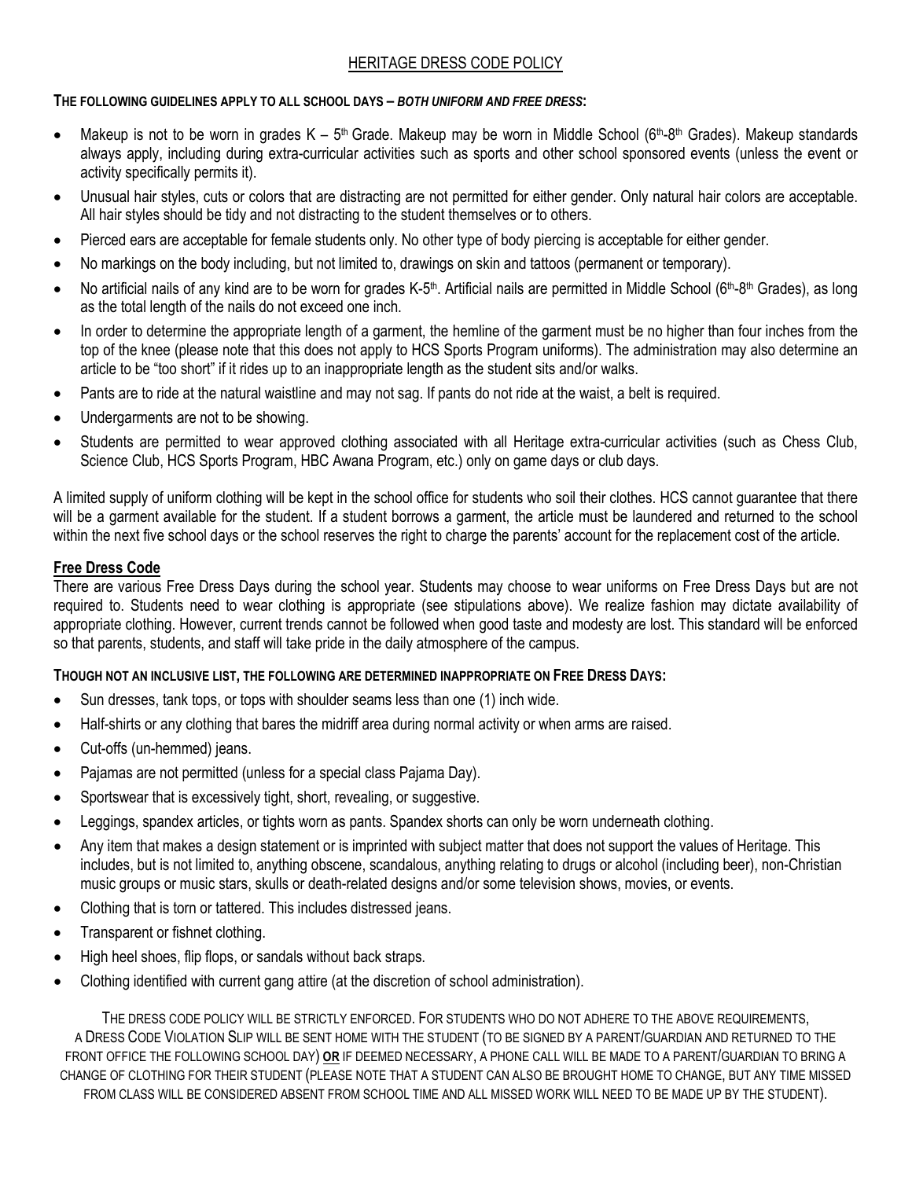## HERITAGE DRESS CODE POLICY

**THE FOLLOWING GUIDELINES APPLY TO ALL SCHOOL DAYS – *BOTH UNIFORM AND FREE DRESS*:**

- Makeup is not to be worn in grades K – 5th Grade. Makeup may be worn in Middle School (6th-8th Grades). Makeup standards always apply, including during extra-curricular activities such as sports and other school sponsored events (unless the event or activity specifically permits it).
- Unusual hair styles, cuts or colors that are distracting are not permitted for either gender. Only natural hair colors are acceptable. All hair styles should be tidy and not distracting to the student themselves or to others.
- Pierced ears are acceptable for female students only. No other type of body piercing is acceptable for either gender.
- No markings on the body including, but not limited to, drawings on skin and tattoos (permanent or temporary).
- No artificial nails of any kind are to be worn for grades K-5th. Artificial nails are permitted in Middle School (6th-8th Grades), as long as the total length of the nails do not exceed one inch.
- In order to determine the appropriate length of a garment, the hemline of the garment must be no higher than four inches from the top of the knee (please note that this does not apply to HCS Sports Program uniforms). The administration may also determine an article to be "too short" if it rides up to an inappropriate length as the student sits and/or walks.
- Pants are to ride at the natural waistline and may not sag. If pants do not ride at the waist, a belt is required.
- Undergarments are not to be showing.
- Students are permitted to wear approved clothing associated with all Heritage extra-curricular activities (such as Chess Club, Science Club, HCS Sports Program, HBC Awana Program, etc.) only on game days or club days.

A limited supply of uniform clothing will be kept in the school office for students who soil their clothes. HCS cannot guarantee that there will be a garment available for the student. If a student borrows a garment, the article must be laundered and returned to the school within the next five school days or the school reserves the right to charge the parents' account for the replacement cost of the article.

### Free Dress Code

There are various Free Dress Days during the school year. Students may choose to wear uniforms on Free Dress Days but are not required to. Students need to wear clothing is appropriate (see stipulations above). We realize fashion may dictate availability of appropriate clothing. However, current trends cannot be followed when good taste and modesty are lost. This standard will be enforced so that parents, students, and staff will take pride in the daily atmosphere of the campus.

**THOUGH NOT AN INCLUSIVE LIST, THE FOLLOWING ARE DETERMINED INAPPROPRIATE ON FREE DRESS DAYS:**

- Sun dresses, tank tops, or tops with shoulder seams less than one (1) inch wide.
- Half-shirts or any clothing that bares the midriff area during normal activity or when arms are raised.
- Cut-offs (un-hemmed) jeans.
- Pajamas are not permitted (unless for a special class Pajama Day).
- Sportswear that is excessively tight, short, revealing, or suggestive.
- Leggings, spandex articles, or tights worn as pants. Spandex shorts can only be worn underneath clothing.
- Any item that makes a design statement or is imprinted with subject matter that does not support the values of Heritage. This includes, but is not limited to, anything obscene, scandalous, anything relating to drugs or alcohol (including beer), non-Christian music groups or music stars, skulls or death-related designs and/or some television shows, movies, or events.
- Clothing that is torn or tattered. This includes distressed jeans.
- Transparent or fishnet clothing.
- High heel shoes, flip flops, or sandals without back straps.
- Clothing identified with current gang attire (at the discretion of school administration).

THE DRESS CODE POLICY WILL BE STRICTLY ENFORCED. FOR STUDENTS WHO DO NOT ADHERE TO THE ABOVE REQUIREMENTS, A DRESS CODE VIOLATION SLIP WILL BE SENT HOME WITH THE STUDENT (TO BE SIGNED BY A PARENT/GUARDIAN AND RETURNED TO THE FRONT OFFICE THE FOLLOWING SCHOOL DAY) **OR** IF DEEMED NECESSARY, A PHONE CALL WILL BE MADE TO A PARENT/GUARDIAN TO BRING A CHANGE OF CLOTHING FOR THEIR STUDENT (PLEASE NOTE THAT A STUDENT CAN ALSO BE BROUGHT HOME TO CHANGE, BUT ANY TIME MISSED FROM CLASS WILL BE CONSIDERED ABSENT FROM SCHOOL TIME AND ALL MISSED WORK WILL NEED TO BE MADE UP BY THE STUDENT).